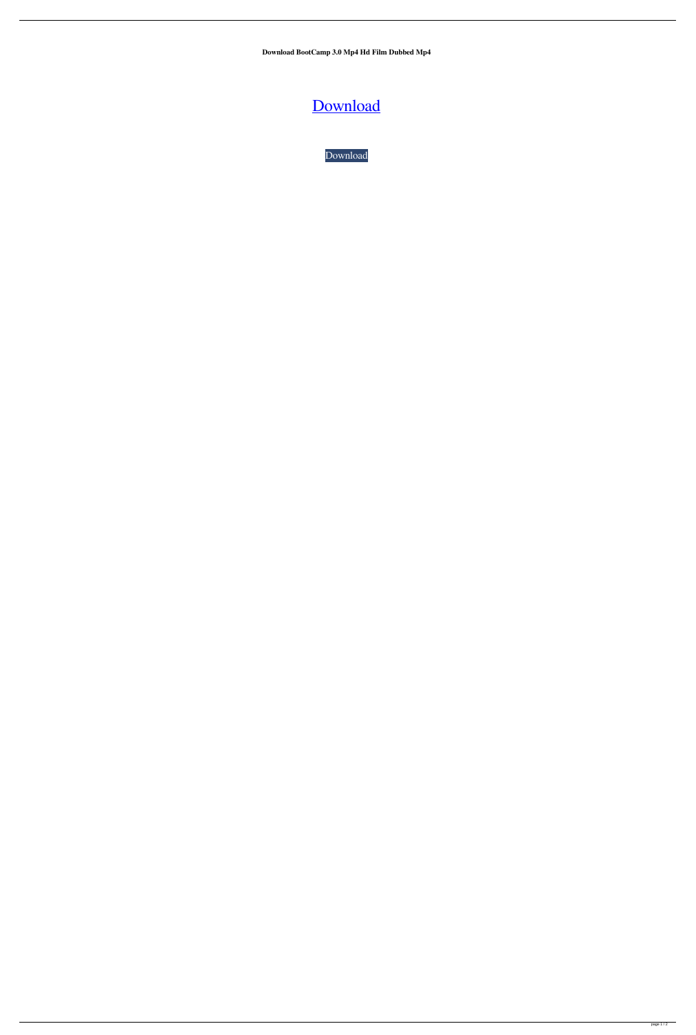**Download BootCamp 3.0 Mp4 Hd Film Dubbed Mp4**

Download

Download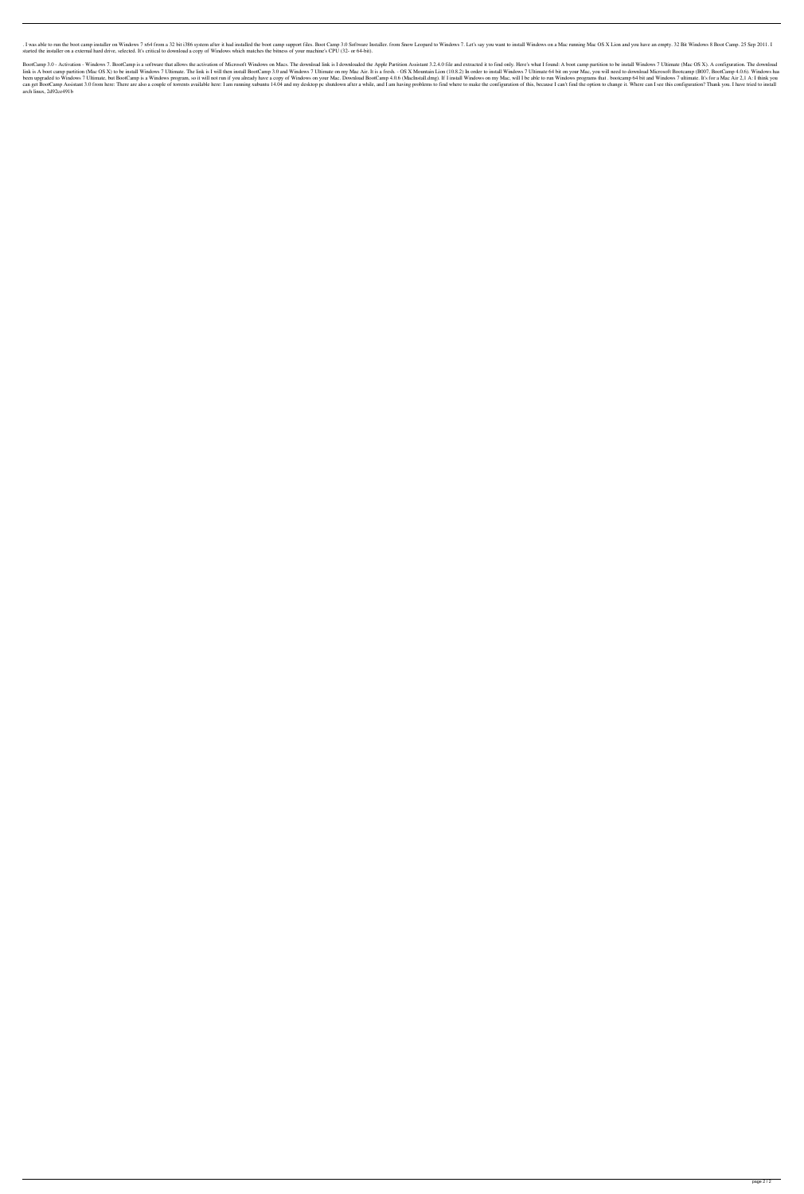. I was able to run the boot camp installer on Windows 7 x64 from a 32 bit i386 system after it had installed the boot camp support files. Boot Camp 3.0 Software Installer. from Snow Leopard to Windows 7. Let's say you want to install Windows on a Mac running Mac OS X Lion and you have an empty. 32 Bit Windows 8 Boot Camp. 25 Sep 2011. I started the installer on a external hard drive, selected. It's critical to download a copy of Windows which matches the bitness of your machine's CPU (32- or 64-bit).

BootCamp 3.0 - Activation - Windows 7. BootCamp is a software that allows the activation of Microsoft Windows on Macs. The download link is I downloaded the Apple Partition Assistant 3.2.4.0 file and extracted it to find only. Here's what I found: A boot camp partition to be install Windows 7 Ultimate (Mac OS X). A configuration. The download link is A boot camp partition (Mac OS X) to be install Windows 7 Ultimate. The link is I will then install BootCamp 3.0 and Windows 7 Ultimate on my Mac Air. It is a fresh. - OS X Mountain Lion (10.8.2) In order to install Windows 7 Ultimate 64 bit on your Mac, you will need to download Microsoft Bootcamp (B007, BootCamp 4.0.6). Windows has been upgraded to Windows 7 Ultimate, but BootCamp is a Windows program, so it will not run if you already have a copy of Windows on your Mac. Download BootCamp 4.0.6 (MacInstall.dmg). If I install Windows on my Mac, will I be able to run Windows programs that . bootcamp 64 bit and Windows 7 ultimate. It's for a Mac Air 2,1 A: I think you can get BootCamp Assistant 3.0 from here: There are also a couple of torrents available here: I am running xubuntu 14.04 and my desktop pc shutdown after a while, and I am having problems to find where to make the configuration of this, because I can't find the option to change it. Where can I see this configuration? Thank you. I have tried to install arch linux, 2d92ce491b